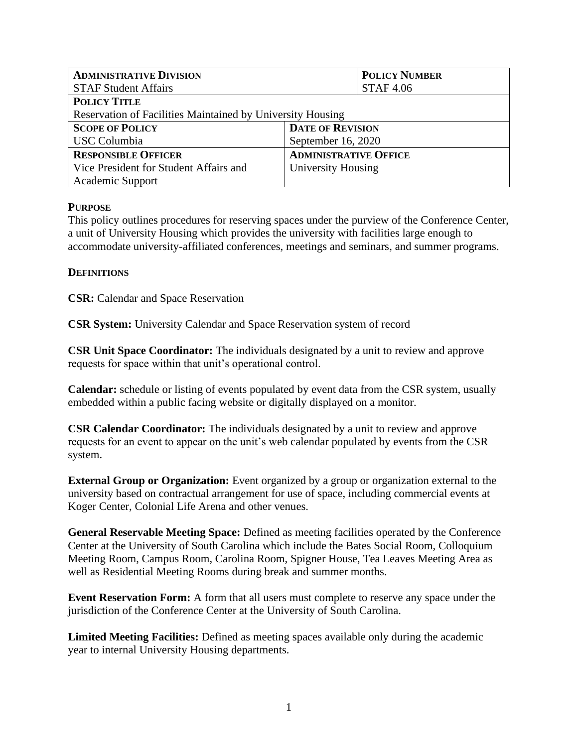| **ADMINISTRATIVE DIVISION** | | **POLICY NUMBER** |
|---|---|---|
| STAF Student Affairs | | STAF 4.06 |
| **POLICY TITLE** | | |
| Reservation of Facilities Maintained by University Housing | | |
| **SCOPE OF POLICY** | **DATE OF REVISION** | |
| USC Columbia | September 16, 2020 | |
| **RESPONSIBLE OFFICER** | **ADMINISTRATIVE OFFICE** | |
| Vice President for Student Affairs and Academic Support | University Housing | |

**PURPOSE**

This policy outlines procedures for reserving spaces under the purview of the Conference Center, a unit of University Housing which provides the university with facilities large enough to accommodate university-affiliated conferences, meetings and seminars, and summer programs.

**DEFINITIONS**

**CSR:** Calendar and Space Reservation

**CSR System:** University Calendar and Space Reservation system of record

**CSR Unit Space Coordinator:** The individuals designated by a unit to review and approve requests for space within that unit's operational control.

**Calendar:** schedule or listing of events populated by event data from the CSR system, usually embedded within a public facing website or digitally displayed on a monitor.

**CSR Calendar Coordinator:** The individuals designated by a unit to review and approve requests for an event to appear on the unit's web calendar populated by events from the CSR system.

**External Group or Organization:** Event organized by a group or organization external to the university based on contractual arrangement for use of space, including commercial events at Koger Center, Colonial Life Arena and other venues.

**General Reservable Meeting Space:** Defined as meeting facilities operated by the Conference Center at the University of South Carolina which include the Bates Social Room, Colloquium Meeting Room, Campus Room, Carolina Room, Spigner House, Tea Leaves Meeting Area as well as Residential Meeting Rooms during break and summer months.

**Event Reservation Form:** A form that all users must complete to reserve any space under the jurisdiction of the Conference Center at the University of South Carolina.

**Limited Meeting Facilities:** Defined as meeting spaces available only during the academic year to internal University Housing departments.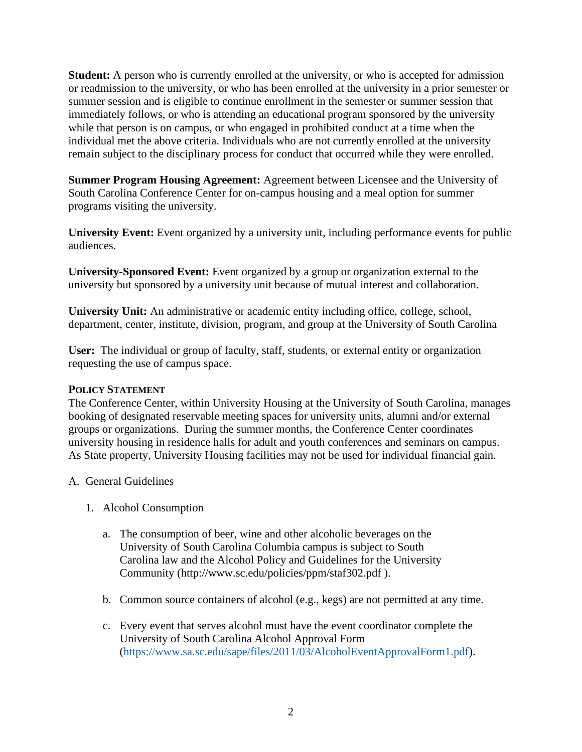**Student:** A person who is currently enrolled at the university, or who is accepted for admission or readmission to the university, or who has been enrolled at the university in a prior semester or summer session and is eligible to continue enrollment in the semester or summer session that immediately follows, or who is attending an educational program sponsored by the university while that person is on campus, or who engaged in prohibited conduct at a time when the individual met the above criteria. Individuals who are not currently enrolled at the university remain subject to the disciplinary process for conduct that occurred while they were enrolled.

**Summer Program Housing Agreement:** Agreement between Licensee and the University of South Carolina Conference Center for on-campus housing and a meal option for summer programs visiting the university.

**University Event:** Event organized by a university unit, including performance events for public audiences.

**University-Sponsored Event:** Event organized by a group or organization external to the university but sponsored by a university unit because of mutual interest and collaboration.

**University Unit:** An administrative or academic entity including office, college, school, department, center, institute, division, program, and group at the University of South Carolina

**User:** The individual or group of faculty, staff, students, or external entity or organization requesting the use of campus space.

**POLICY STATEMENT**

The Conference Center, within University Housing at the University of South Carolina, manages booking of designated reservable meeting spaces for university units, alumni and/or external groups or organizations. During the summer months, the Conference Center coordinates university housing in residence halls for adult and youth conferences and seminars on campus. As State property, University Housing facilities may not be used for individual financial gain.

A. General Guidelines

1. Alcohol Consumption

    a. The consumption of beer, wine and other alcoholic beverages on the University of South Carolina Columbia campus is subject to South Carolina law and the Alcohol Policy and Guidelines for the University Community (http://www.sc.edu/policies/ppm/staf302.pdf ).

    b. Common source containers of alcohol (e.g., kegs) are not permitted at any time.

    c. Every event that serves alcohol must have the event coordinator complete the University of South Carolina Alcohol Approval Form (https://www.sa.sc.edu/sape/files/2011/03/AlcoholEventApprovalForm1.pdf).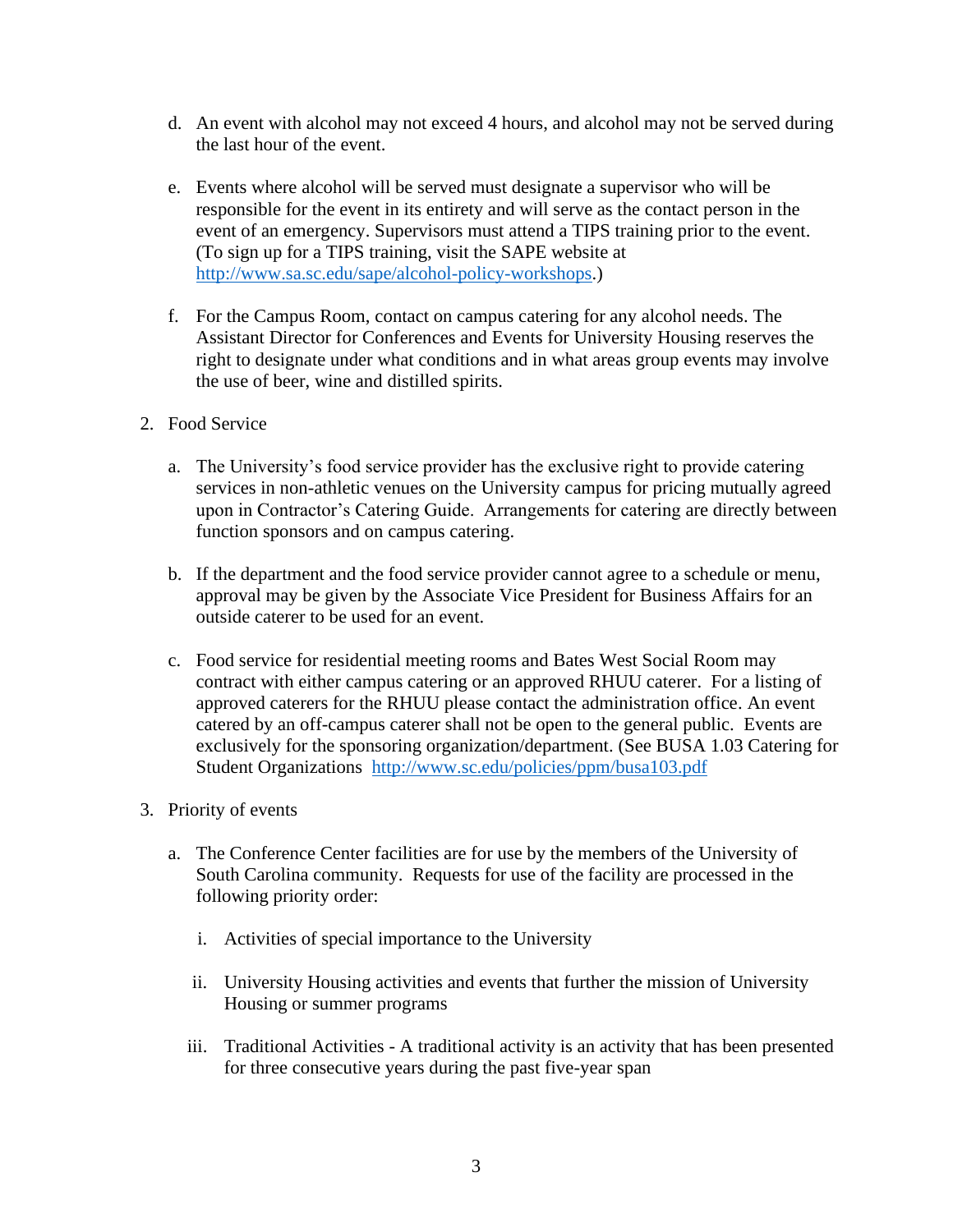d. An event with alcohol may not exceed 4 hours, and alcohol may not be served during the last hour of the event.

e. Events where alcohol will be served must designate a supervisor who will be responsible for the event in its entirety and will serve as the contact person in the event of an emergency. Supervisors must attend a TIPS training prior to the event. (To sign up for a TIPS training, visit the SAPE website at http://www.sa.sc.edu/sape/alcohol-policy-workshops.)

f. For the Campus Room, contact on campus catering for any alcohol needs. The Assistant Director for Conferences and Events for University Housing reserves the right to designate under what conditions and in what areas group events may involve the use of beer, wine and distilled spirits.

2. Food Service

   a. The University's food service provider has the exclusive right to provide catering services in non-athletic venues on the University campus for pricing mutually agreed upon in Contractor's Catering Guide. Arrangements for catering are directly between function sponsors and on campus catering.

   b. If the department and the food service provider cannot agree to a schedule or menu, approval may be given by the Associate Vice President for Business Affairs for an outside caterer to be used for an event.

   c. Food service for residential meeting rooms and Bates West Social Room may contract with either campus catering or an approved RHUU caterer. For a listing of approved caterers for the RHUU please contact the administration office. An event catered by an off-campus caterer shall not be open to the general public. Events are exclusively for the sponsoring organization/department. (See BUSA 1.03 Catering for Student Organizations http://www.sc.edu/policies/ppm/busa103.pdf

3. Priority of events

   a. The Conference Center facilities are for use by the members of the University of South Carolina community. Requests for use of the facility are processed in the following priority order:

      i. Activities of special importance to the University

      ii. University Housing activities and events that further the mission of University Housing or summer programs

      iii. Traditional Activities - A traditional activity is an activity that has been presented for three consecutive years during the past five-year span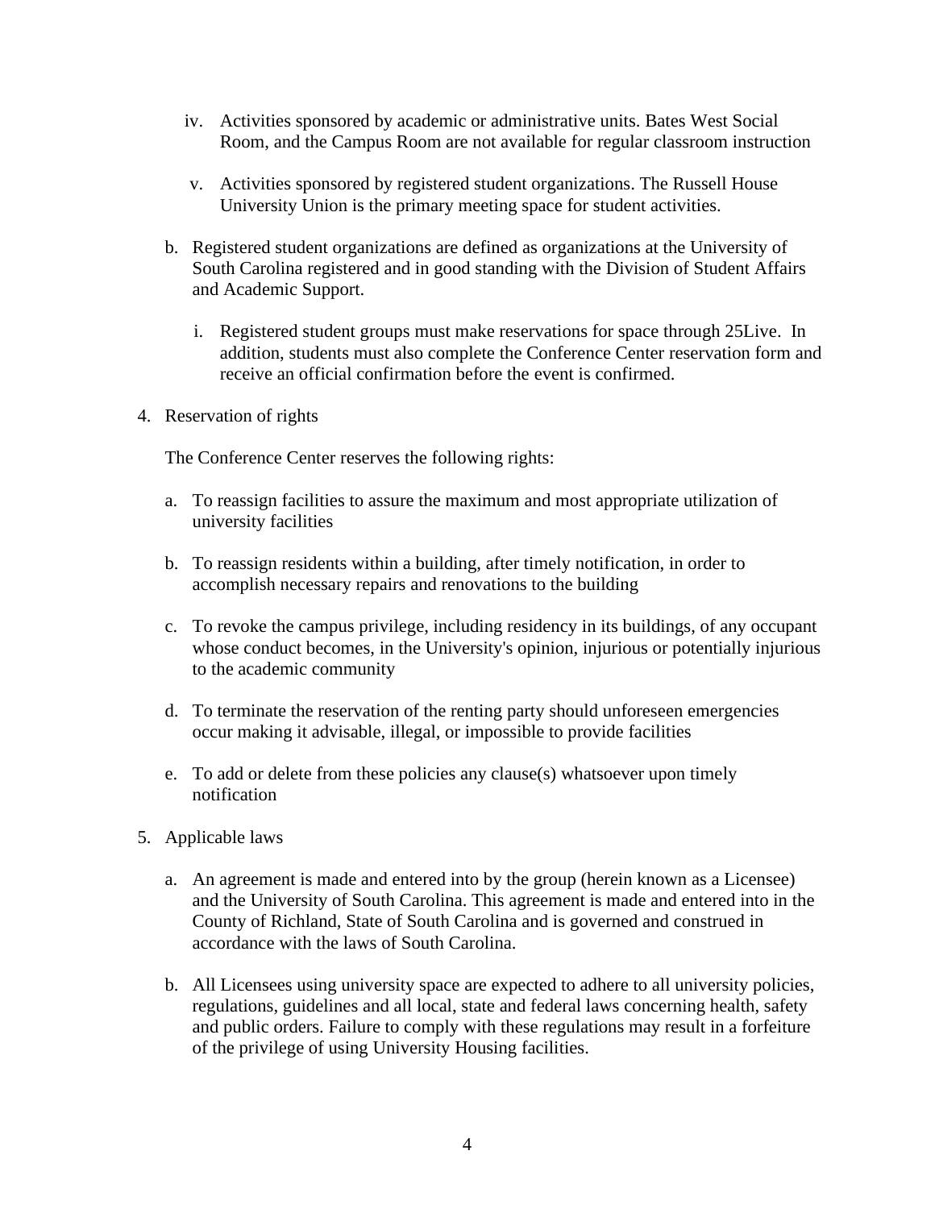iv. Activities sponsored by academic or administrative units. Bates West Social Room, and the Campus Room are not available for regular classroom instruction

    v. Activities sponsored by registered student organizations. The Russell House University Union is the primary meeting space for student activities.

  b. Registered student organizations are defined as organizations at the University of South Carolina registered and in good standing with the Division of Student Affairs and Academic Support.

    i. Registered student groups must make reservations for space through 25Live. In addition, students must also complete the Conference Center reservation form and receive an official confirmation before the event is confirmed.

4. Reservation of rights

   The Conference Center reserves the following rights:

   a. To reassign facilities to assure the maximum and most appropriate utilization of university facilities

   b. To reassign residents within a building, after timely notification, in order to accomplish necessary repairs and renovations to the building

   c. To revoke the campus privilege, including residency in its buildings, of any occupant whose conduct becomes, in the University's opinion, injurious or potentially injurious to the academic community

   d. To terminate the reservation of the renting party should unforeseen emergencies occur making it advisable, illegal, or impossible to provide facilities

   e. To add or delete from these policies any clause(s) whatsoever upon timely notification

5. Applicable laws

   a. An agreement is made and entered into by the group (herein known as a Licensee) and the University of South Carolina. This agreement is made and entered into in the County of Richland, State of South Carolina and is governed and construed in accordance with the laws of South Carolina.

   b. All Licensees using university space are expected to adhere to all university policies, regulations, guidelines and all local, state and federal laws concerning health, safety and public orders. Failure to comply with these regulations may result in a forfeiture of the privilege of using University Housing facilities.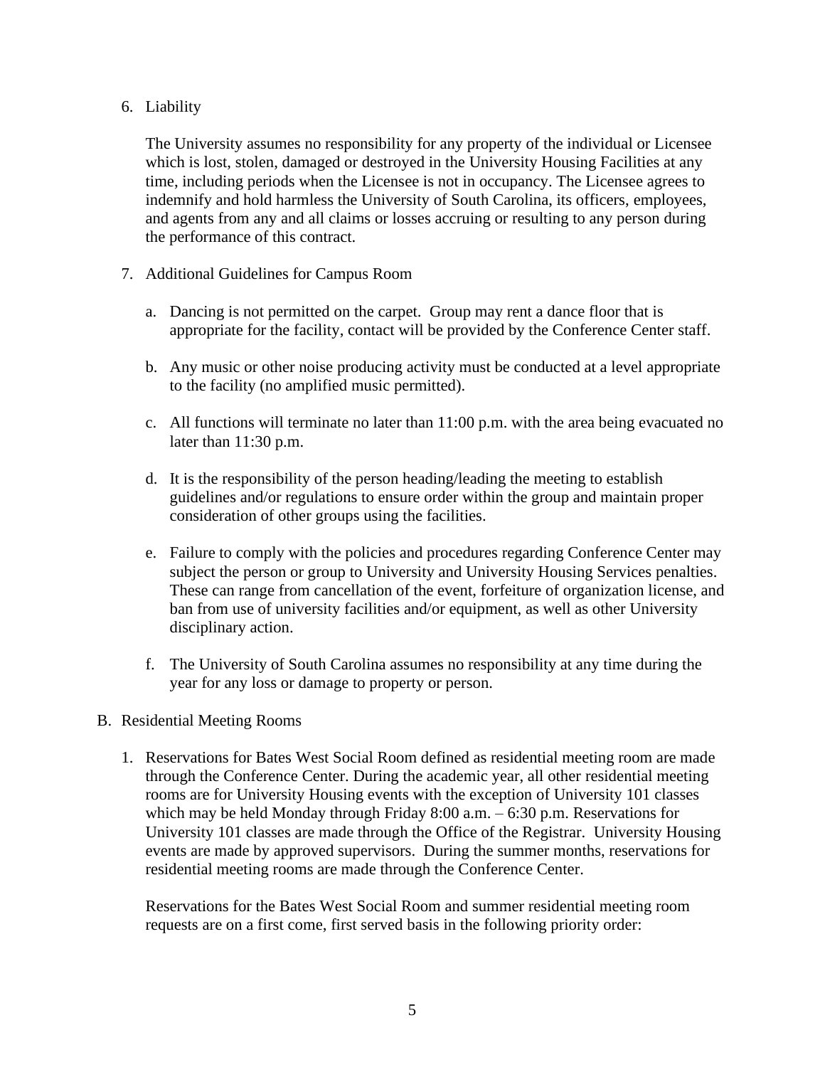6. Liability

   The University assumes no responsibility for any property of the individual or Licensee which is lost, stolen, damaged or destroyed in the University Housing Facilities at any time, including periods when the Licensee is not in occupancy. The Licensee agrees to indemnify and hold harmless the University of South Carolina, its officers, employees, and agents from any and all claims or losses accruing or resulting to any person during the performance of this contract.

7. Additional Guidelines for Campus Room

   a. Dancing is not permitted on the carpet. Group may rent a dance floor that is appropriate for the facility, contact will be provided by the Conference Center staff.

   b. Any music or other noise producing activity must be conducted at a level appropriate to the facility (no amplified music permitted).

   c. All functions will terminate no later than 11:00 p.m. with the area being evacuated no later than 11:30 p.m.

   d. It is the responsibility of the person heading/leading the meeting to establish guidelines and/or regulations to ensure order within the group and maintain proper consideration of other groups using the facilities.

   e. Failure to comply with the policies and procedures regarding Conference Center may subject the person or group to University and University Housing Services penalties. These can range from cancellation of the event, forfeiture of organization license, and ban from use of university facilities and/or equipment, as well as other University disciplinary action.

   f. The University of South Carolina assumes no responsibility at any time during the year for any loss or damage to property or person.

B. Residential Meeting Rooms

1. Reservations for Bates West Social Room defined as residential meeting room are made through the Conference Center. During the academic year, all other residential meeting rooms are for University Housing events with the exception of University 101 classes which may be held Monday through Friday 8:00 a.m. – 6:30 p.m. Reservations for University 101 classes are made through the Office of the Registrar. University Housing events are made by approved supervisors. During the summer months, reservations for residential meeting rooms are made through the Conference Center.

   Reservations for the Bates West Social Room and summer residential meeting room requests are on a first come, first served basis in the following priority order: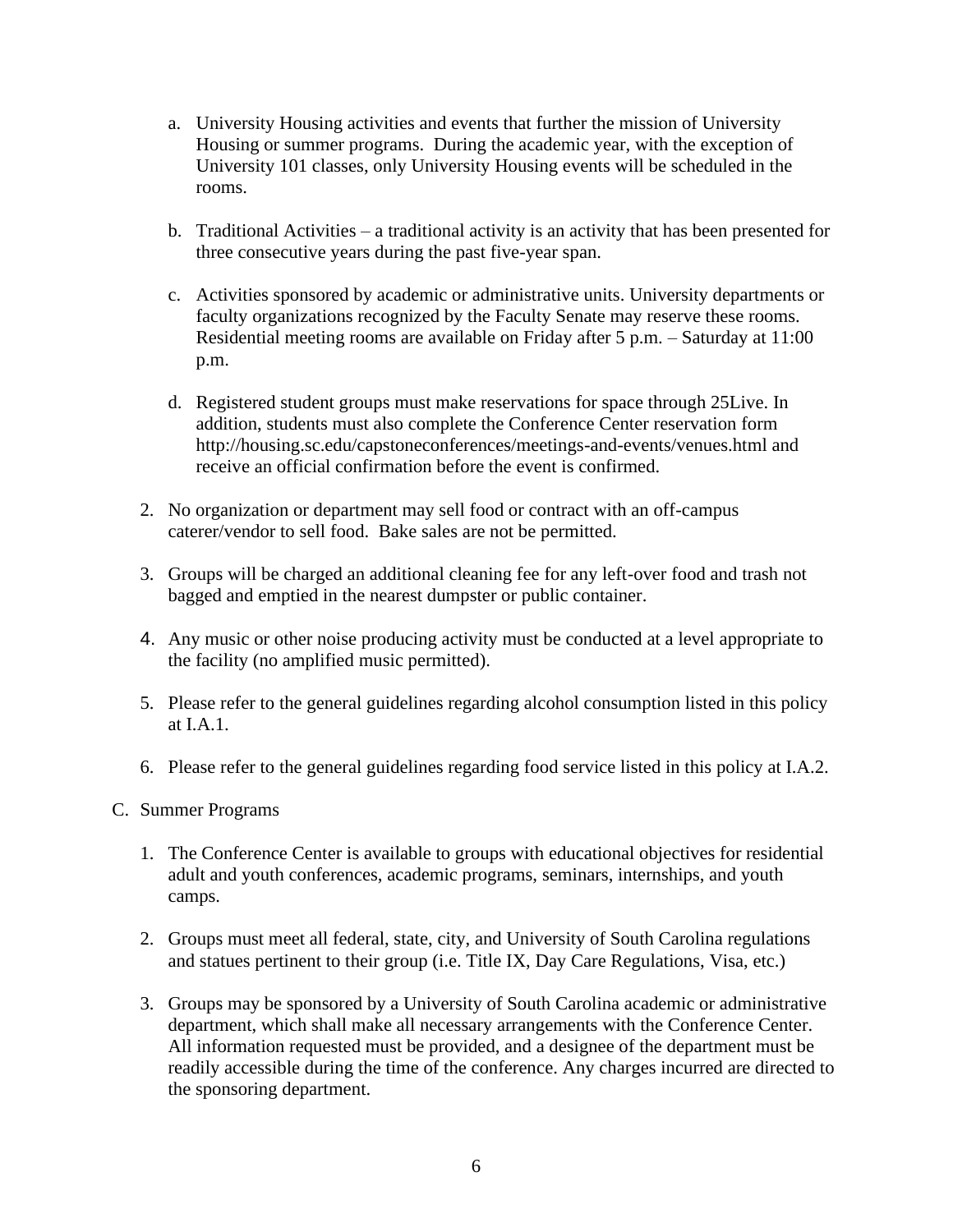a. University Housing activities and events that further the mission of University Housing or summer programs. During the academic year, with the exception of University 101 classes, only University Housing events will be scheduled in the rooms.

b. Traditional Activities – a traditional activity is an activity that has been presented for three consecutive years during the past five-year span.

c. Activities sponsored by academic or administrative units. University departments or faculty organizations recognized by the Faculty Senate may reserve these rooms. Residential meeting rooms are available on Friday after 5 p.m. – Saturday at 11:00 p.m.

d. Registered student groups must make reservations for space through 25Live. In addition, students must also complete the Conference Center reservation form http://housing.sc.edu/capstoneconferences/meetings-and-events/venues.html and receive an official confirmation before the event is confirmed.

2. No organization or department may sell food or contract with an off-campus caterer/vendor to sell food. Bake sales are not be permitted.

3. Groups will be charged an additional cleaning fee for any left-over food and trash not bagged and emptied in the nearest dumpster or public container.

4. Any music or other noise producing activity must be conducted at a level appropriate to the facility (no amplified music permitted).

5. Please refer to the general guidelines regarding alcohol consumption listed in this policy at I.A.1.

6. Please refer to the general guidelines regarding food service listed in this policy at I.A.2.

C. Summer Programs

1. The Conference Center is available to groups with educational objectives for residential adult and youth conferences, academic programs, seminars, internships, and youth camps.

2. Groups must meet all federal, state, city, and University of South Carolina regulations and statues pertinent to their group (i.e. Title IX, Day Care Regulations, Visa, etc.)

3. Groups may be sponsored by a University of South Carolina academic or administrative department, which shall make all necessary arrangements with the Conference Center. All information requested must be provided, and a designee of the department must be readily accessible during the time of the conference. Any charges incurred are directed to the sponsoring department.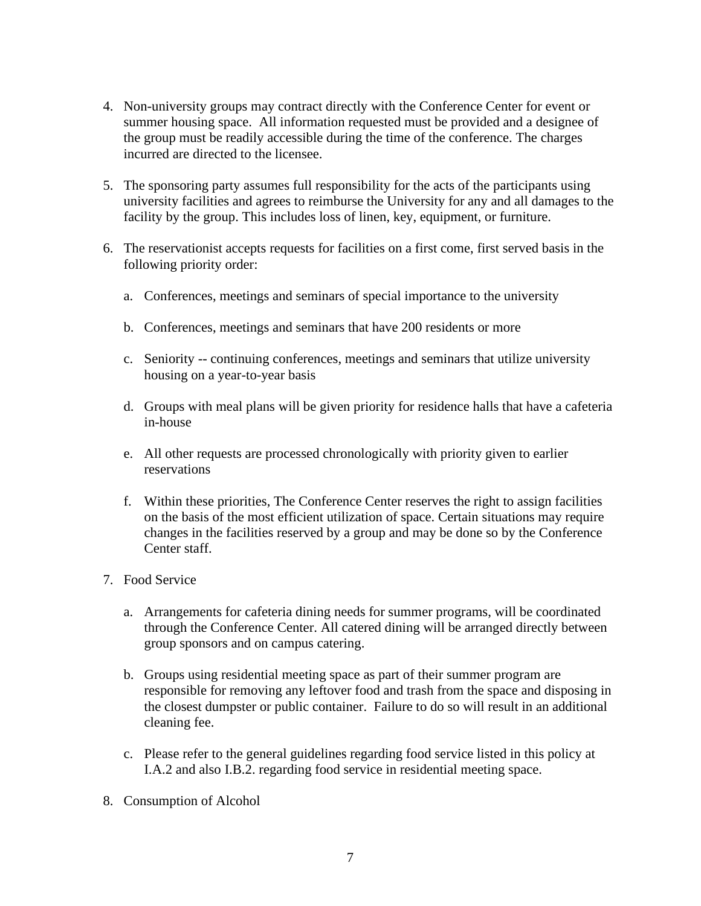4. Non-university groups may contract directly with the Conference Center for event or summer housing space. All information requested must be provided and a designee of the group must be readily accessible during the time of the conference. The charges incurred are directed to the licensee.

5. The sponsoring party assumes full responsibility for the acts of the participants using university facilities and agrees to reimburse the University for any and all damages to the facility by the group. This includes loss of linen, key, equipment, or furniture.

6. The reservationist accepts requests for facilities on a first come, first served basis in the following priority order:

   a. Conferences, meetings and seminars of special importance to the university

   b. Conferences, meetings and seminars that have 200 residents or more

   c. Seniority -- continuing conferences, meetings and seminars that utilize university housing on a year-to-year basis

   d. Groups with meal plans will be given priority for residence halls that have a cafeteria in-house

   e. All other requests are processed chronologically with priority given to earlier reservations

   f. Within these priorities, The Conference Center reserves the right to assign facilities on the basis of the most efficient utilization of space. Certain situations may require changes in the facilities reserved by a group and may be done so by the Conference Center staff.

7. Food Service

   a. Arrangements for cafeteria dining needs for summer programs, will be coordinated through the Conference Center. All catered dining will be arranged directly between group sponsors and on campus catering.

   b. Groups using residential meeting space as part of their summer program are responsible for removing any leftover food and trash from the space and disposing in the closest dumpster or public container. Failure to do so will result in an additional cleaning fee.

   c. Please refer to the general guidelines regarding food service listed in this policy at I.A.2 and also I.B.2. regarding food service in residential meeting space.

8. Consumption of Alcohol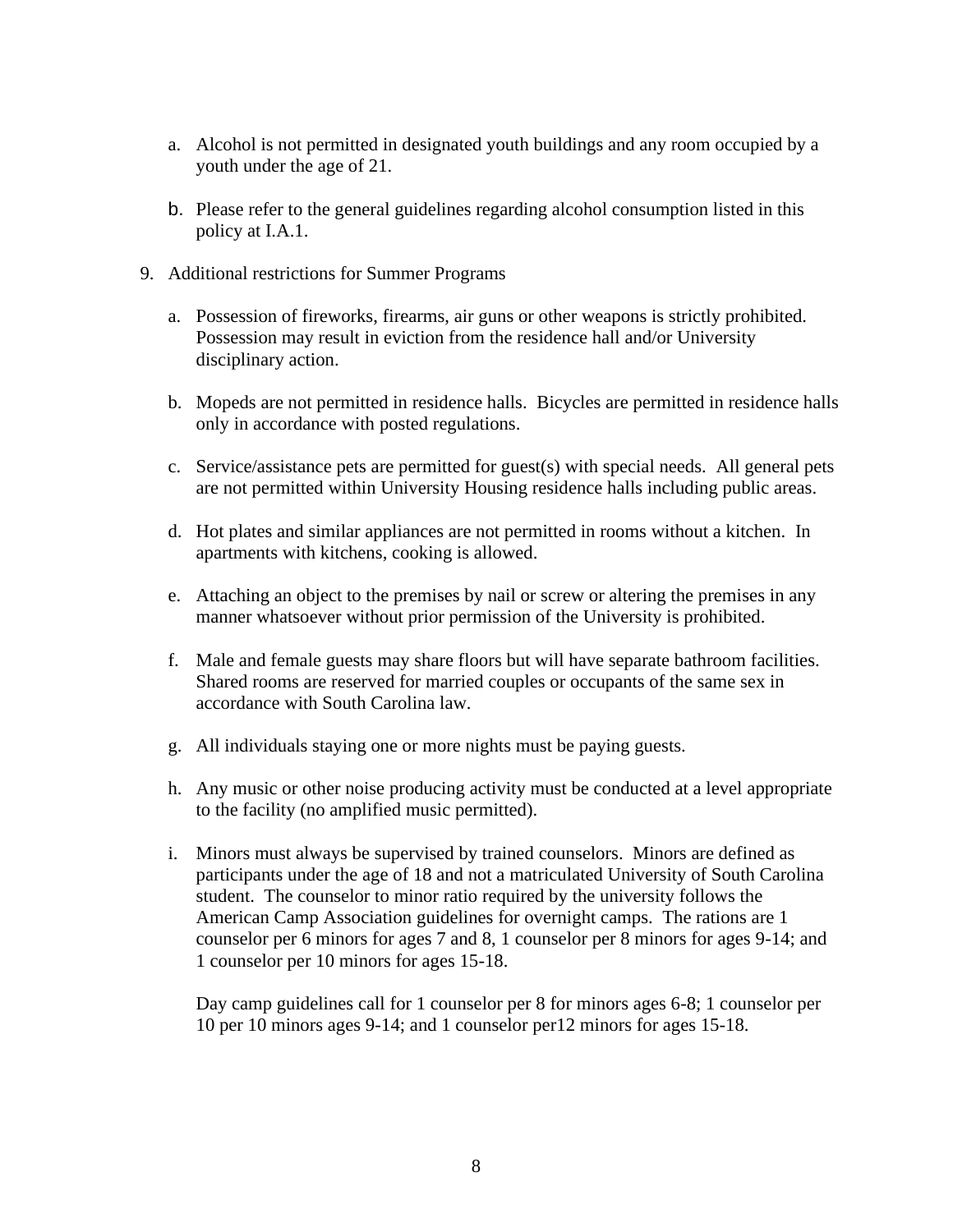a. Alcohol is not permitted in designated youth buildings and any room occupied by a youth under the age of 21.

   b. Please refer to the general guidelines regarding alcohol consumption listed in this policy at I.A.1.

9. Additional restrictions for Summer Programs

   a. Possession of fireworks, firearms, air guns or other weapons is strictly prohibited. Possession may result in eviction from the residence hall and/or University disciplinary action.

   b. Mopeds are not permitted in residence halls. Bicycles are permitted in residence halls only in accordance with posted regulations.

   c. Service/assistance pets are permitted for guest(s) with special needs. All general pets are not permitted within University Housing residence halls including public areas.

   d. Hot plates and similar appliances are not permitted in rooms without a kitchen. In apartments with kitchens, cooking is allowed.

   e. Attaching an object to the premises by nail or screw or altering the premises in any manner whatsoever without prior permission of the University is prohibited.

   f. Male and female guests may share floors but will have separate bathroom facilities. Shared rooms are reserved for married couples or occupants of the same sex in accordance with South Carolina law.

   g. All individuals staying one or more nights must be paying guests.

   h. Any music or other noise producing activity must be conducted at a level appropriate to the facility (no amplified music permitted).

   i. Minors must always be supervised by trained counselors. Minors are defined as participants under the age of 18 and not a matriculated University of South Carolina student. The counselor to minor ratio required by the university follows the American Camp Association guidelines for overnight camps. The rations are 1 counselor per 6 minors for ages 7 and 8, 1 counselor per 8 minors for ages 9-14; and 1 counselor per 10 minors for ages 15-18.

      Day camp guidelines call for 1 counselor per 8 for minors ages 6-8; 1 counselor per 10 per 10 minors ages 9-14; and 1 counselor per12 minors for ages 15-18.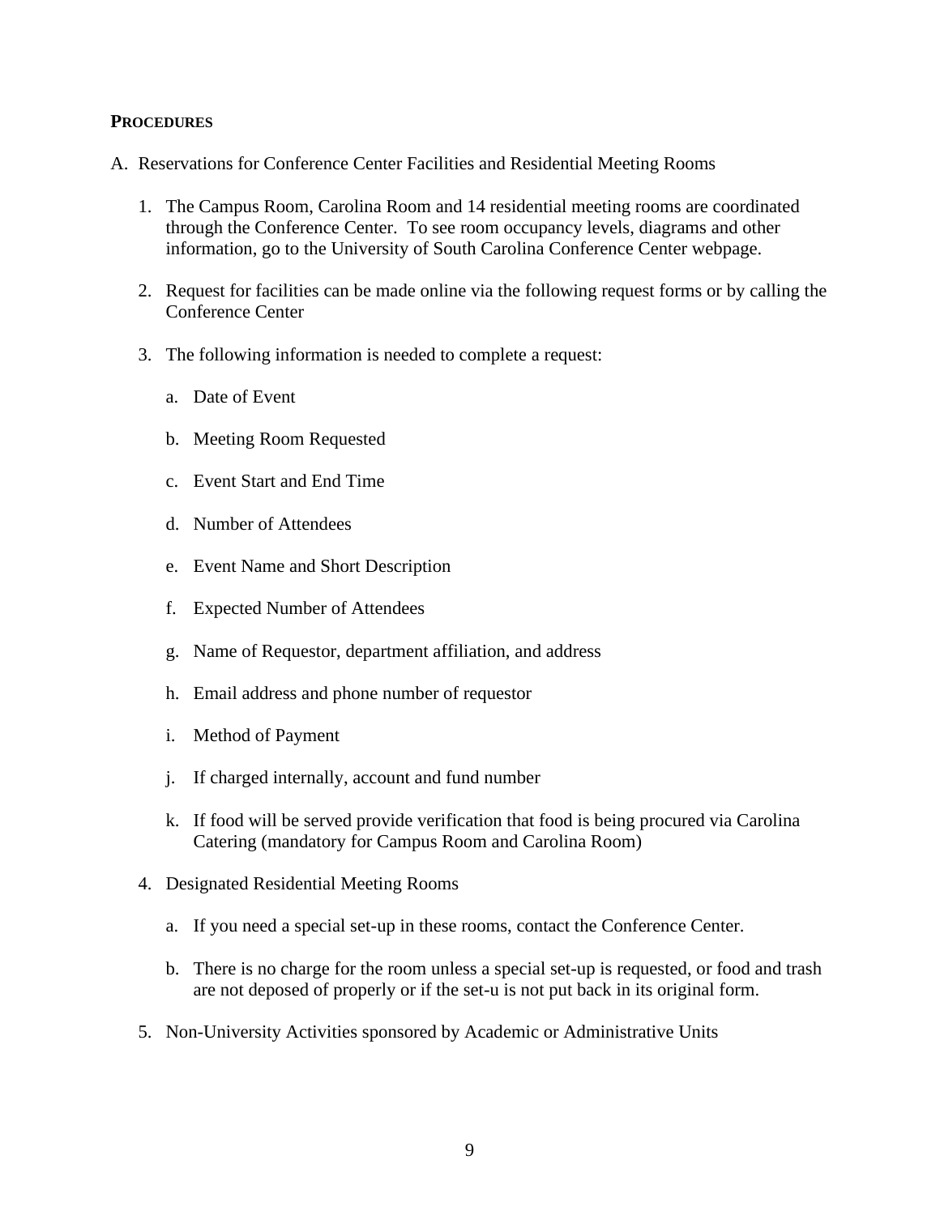## PROCEDURES

A. Reservations for Conference Center Facilities and Residential Meeting Rooms

1. The Campus Room, Carolina Room and 14 residential meeting rooms are coordinated through the Conference Center. To see room occupancy levels, diagrams and other information, go to the University of South Carolina Conference Center webpage.

2. Request for facilities can be made online via the following request forms or by calling the Conference Center

3. The following information is needed to complete a request:

   a. Date of Event

   b. Meeting Room Requested

   c. Event Start and End Time

   d. Number of Attendees

   e. Event Name and Short Description

   f. Expected Number of Attendees

   g. Name of Requestor, department affiliation, and address

   h. Email address and phone number of requestor

   i. Method of Payment

   j. If charged internally, account and fund number

   k. If food will be served provide verification that food is being procured via Carolina Catering (mandatory for Campus Room and Carolina Room)

4. Designated Residential Meeting Rooms

   a. If you need a special set-up in these rooms, contact the Conference Center.

   b. There is no charge for the room unless a special set-up is requested, or food and trash are not deposed of properly or if the set-u is not put back in its original form.

5. Non-University Activities sponsored by Academic or Administrative Units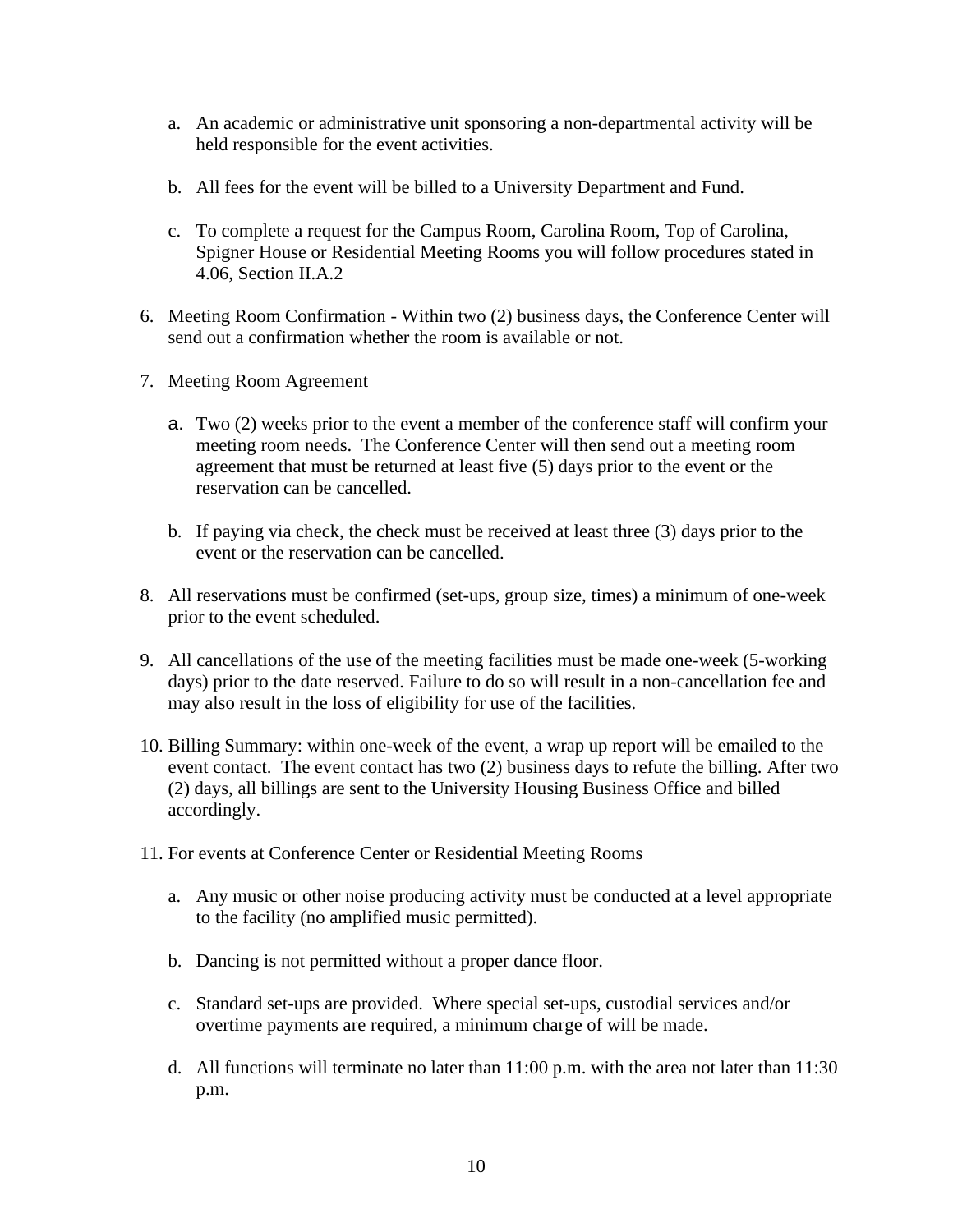a. An academic or administrative unit sponsoring a non-departmental activity will be held responsible for the event activities.

   b. All fees for the event will be billed to a University Department and Fund.

   c. To complete a request for the Campus Room, Carolina Room, Top of Carolina, Spigner House or Residential Meeting Rooms you will follow procedures stated in 4.06, Section II.A.2

6. Meeting Room Confirmation - Within two (2) business days, the Conference Center will send out a confirmation whether the room is available or not.

7. Meeting Room Agreement

   a. Two (2) weeks prior to the event a member of the conference staff will confirm your meeting room needs. The Conference Center will then send out a meeting room agreement that must be returned at least five (5) days prior to the event or the reservation can be cancelled.

   b. If paying via check, the check must be received at least three (3) days prior to the event or the reservation can be cancelled.

8. All reservations must be confirmed (set-ups, group size, times) a minimum of one-week prior to the event scheduled.

9. All cancellations of the use of the meeting facilities must be made one-week (5-working days) prior to the date reserved. Failure to do so will result in a non-cancellation fee and may also result in the loss of eligibility for use of the facilities.

10. Billing Summary: within one-week of the event, a wrap up report will be emailed to the event contact. The event contact has two (2) business days to refute the billing. After two (2) days, all billings are sent to the University Housing Business Office and billed accordingly.

11. For events at Conference Center or Residential Meeting Rooms

    a. Any music or other noise producing activity must be conducted at a level appropriate to the facility (no amplified music permitted).

    b. Dancing is not permitted without a proper dance floor.

    c. Standard set-ups are provided. Where special set-ups, custodial services and/or overtime payments are required, a minimum charge of will be made.

    d. All functions will terminate no later than 11:00 p.m. with the area not later than 11:30 p.m.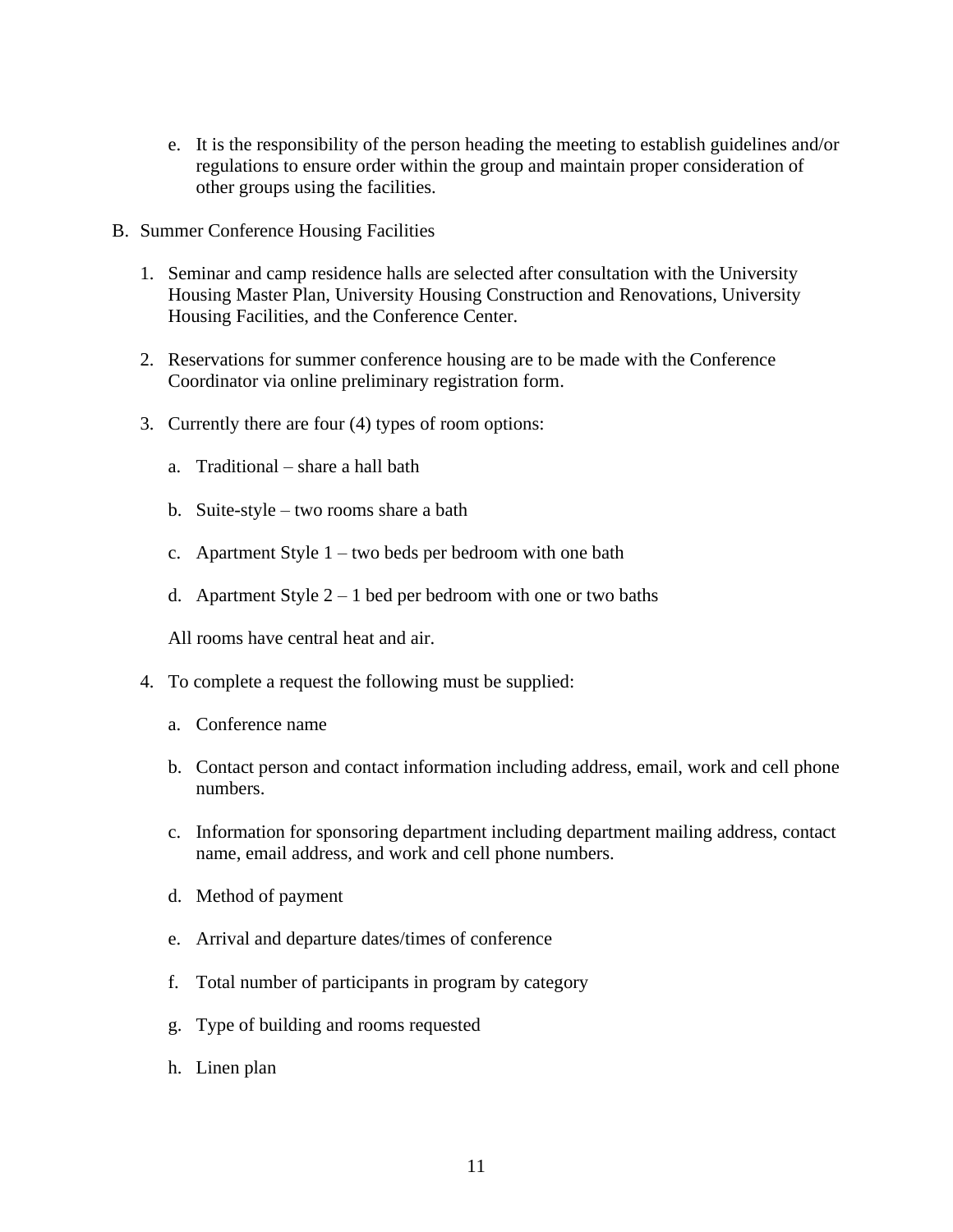e. It is the responsibility of the person heading the meeting to establish guidelines and/or regulations to ensure order within the group and maintain proper consideration of other groups using the facilities.

B. Summer Conference Housing Facilities

1. Seminar and camp residence halls are selected after consultation with the University Housing Master Plan, University Housing Construction and Renovations, University Housing Facilities, and the Conference Center.

2. Reservations for summer conference housing are to be made with the Conference Coordinator via online preliminary registration form.

3. Currently there are four (4) types of room options:

   a. Traditional – share a hall bath

   b. Suite-style – two rooms share a bath

   c. Apartment Style 1 – two beds per bedroom with one bath

   d. Apartment Style 2 – 1 bed per bedroom with one or two baths

   All rooms have central heat and air.

4. To complete a request the following must be supplied:

   a. Conference name

   b. Contact person and contact information including address, email, work and cell phone numbers.

   c. Information for sponsoring department including department mailing address, contact name, email address, and work and cell phone numbers.

   d. Method of payment

   e. Arrival and departure dates/times of conference

   f. Total number of participants in program by category

   g. Type of building and rooms requested

   h. Linen plan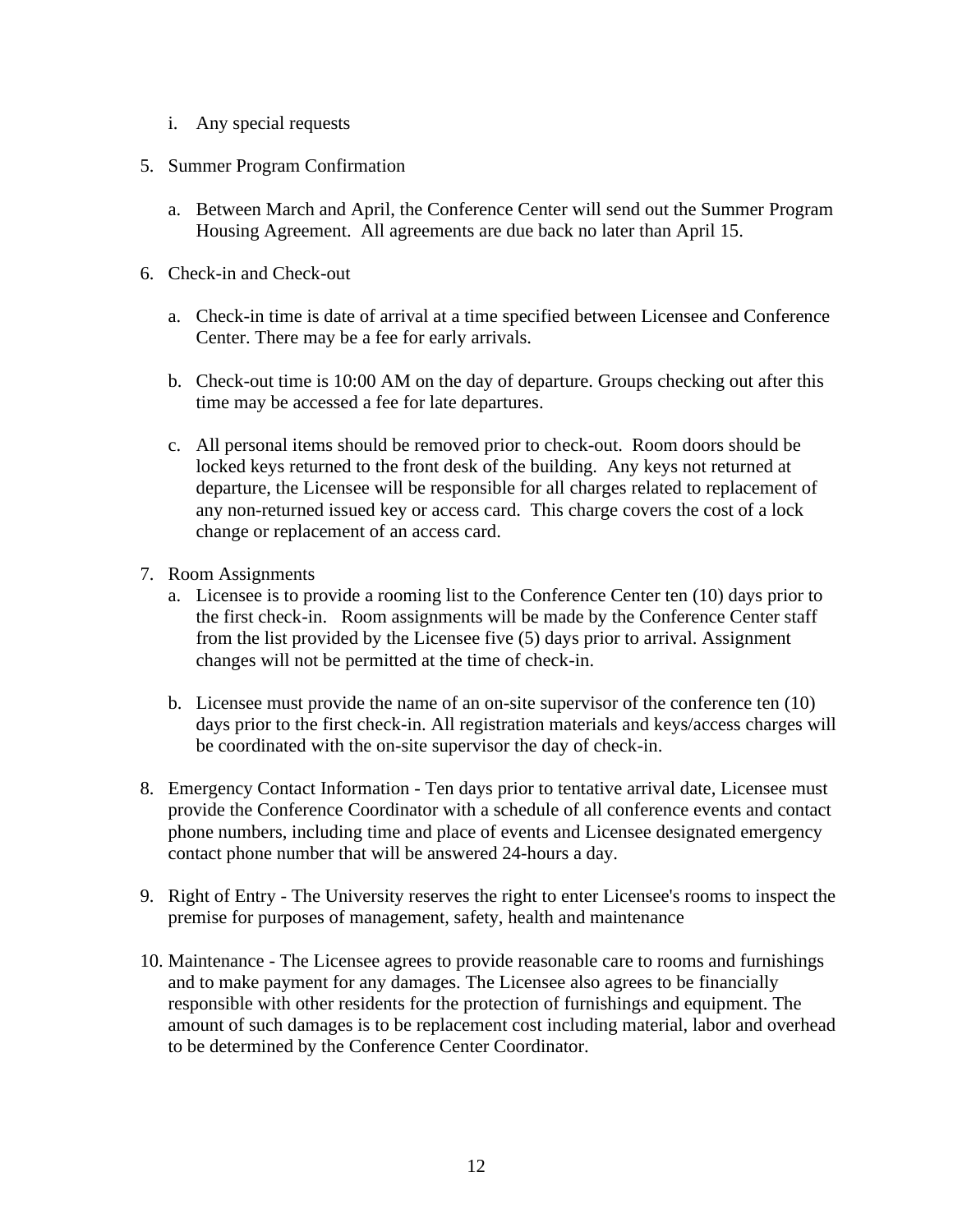i. Any special requests

5. Summer Program Confirmation

   a. Between March and April, the Conference Center will send out the Summer Program Housing Agreement. All agreements are due back no later than April 15.

6. Check-in and Check-out

   a. Check-in time is date of arrival at a time specified between Licensee and Conference Center. There may be a fee for early arrivals.

   b. Check-out time is 10:00 AM on the day of departure. Groups checking out after this time may be accessed a fee for late departures.

   c. All personal items should be removed prior to check-out. Room doors should be locked keys returned to the front desk of the building. Any keys not returned at departure, the Licensee will be responsible for all charges related to replacement of any non-returned issued key or access card. This charge covers the cost of a lock change or replacement of an access card.

7. Room Assignments

   a. Licensee is to provide a rooming list to the Conference Center ten (10) days prior to the first check-in. Room assignments will be made by the Conference Center staff from the list provided by the Licensee five (5) days prior to arrival. Assignment changes will not be permitted at the time of check-in.

   b. Licensee must provide the name of an on-site supervisor of the conference ten (10) days prior to the first check-in. All registration materials and keys/access charges will be coordinated with the on-site supervisor the day of check-in.

8. Emergency Contact Information - Ten days prior to tentative arrival date, Licensee must provide the Conference Coordinator with a schedule of all conference events and contact phone numbers, including time and place of events and Licensee designated emergency contact phone number that will be answered 24-hours a day.

9. Right of Entry - The University reserves the right to enter Licensee's rooms to inspect the premise for purposes of management, safety, health and maintenance

10. Maintenance - The Licensee agrees to provide reasonable care to rooms and furnishings and to make payment for any damages. The Licensee also agrees to be financially responsible with other residents for the protection of furnishings and equipment. The amount of such damages is to be replacement cost including material, labor and overhead to be determined by the Conference Center Coordinator.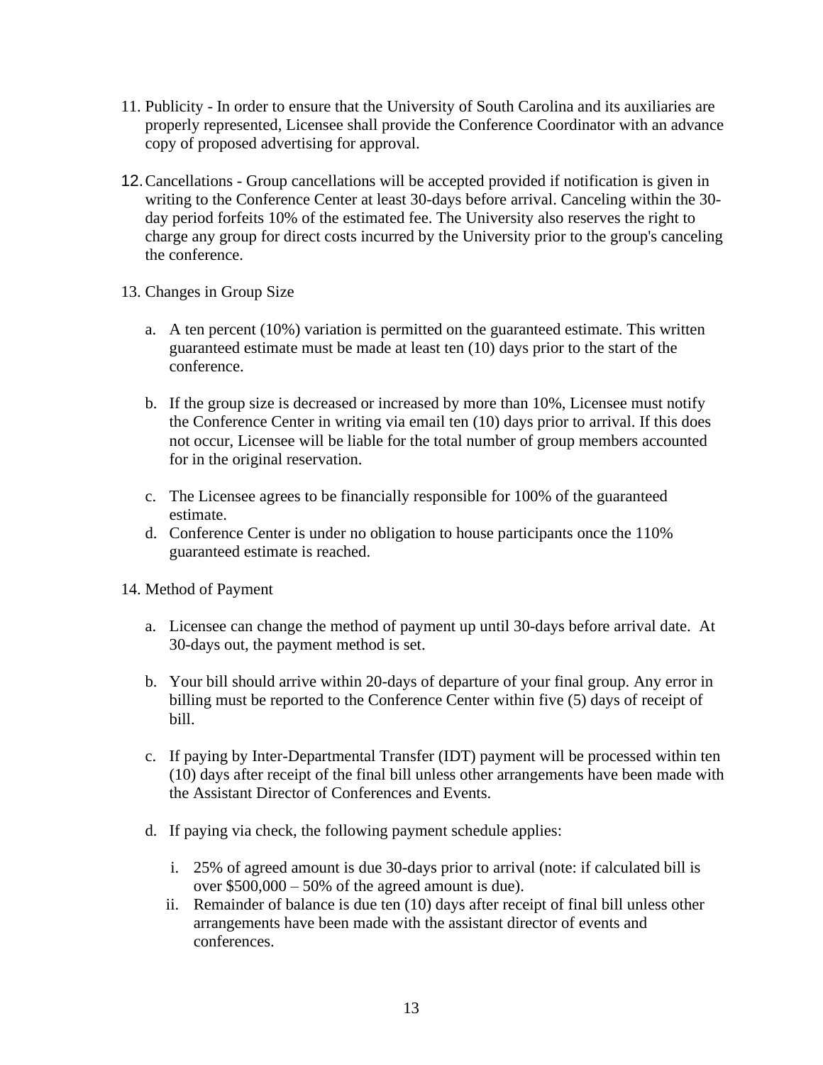11. Publicity - In order to ensure that the University of South Carolina and its auxiliaries are properly represented, Licensee shall provide the Conference Coordinator with an advance copy of proposed advertising for approval.

12. Cancellations - Group cancellations will be accepted provided if notification is given in writing to the Conference Center at least 30-days before arrival. Canceling within the 30-day period forfeits 10% of the estimated fee. The University also reserves the right to charge any group for direct costs incurred by the University prior to the group's canceling the conference.

13. Changes in Group Size

    a. A ten percent (10%) variation is permitted on the guaranteed estimate. This written guaranteed estimate must be made at least ten (10) days prior to the start of the conference.

    b. If the group size is decreased or increased by more than 10%, Licensee must notify the Conference Center in writing via email ten (10) days prior to arrival. If this does not occur, Licensee will be liable for the total number of group members accounted for in the original reservation.

    c. The Licensee agrees to be financially responsible for 100% of the guaranteed estimate.
    d. Conference Center is under no obligation to house participants once the 110% guaranteed estimate is reached.

14. Method of Payment

    a. Licensee can change the method of payment up until 30-days before arrival date. At 30-days out, the payment method is set.

    b. Your bill should arrive within 20-days of departure of your final group. Any error in billing must be reported to the Conference Center within five (5) days of receipt of bill.

    c. If paying by Inter-Departmental Transfer (IDT) payment will be processed within ten (10) days after receipt of the final bill unless other arrangements have been made with the Assistant Director of Conferences and Events.

    d. If paying via check, the following payment schedule applies:

        i. 25% of agreed amount is due 30-days prior to arrival (note: if calculated bill is over $500,000 – 50% of the agreed amount is due).
        ii. Remainder of balance is due ten (10) days after receipt of final bill unless other arrangements have been made with the assistant director of events and conferences.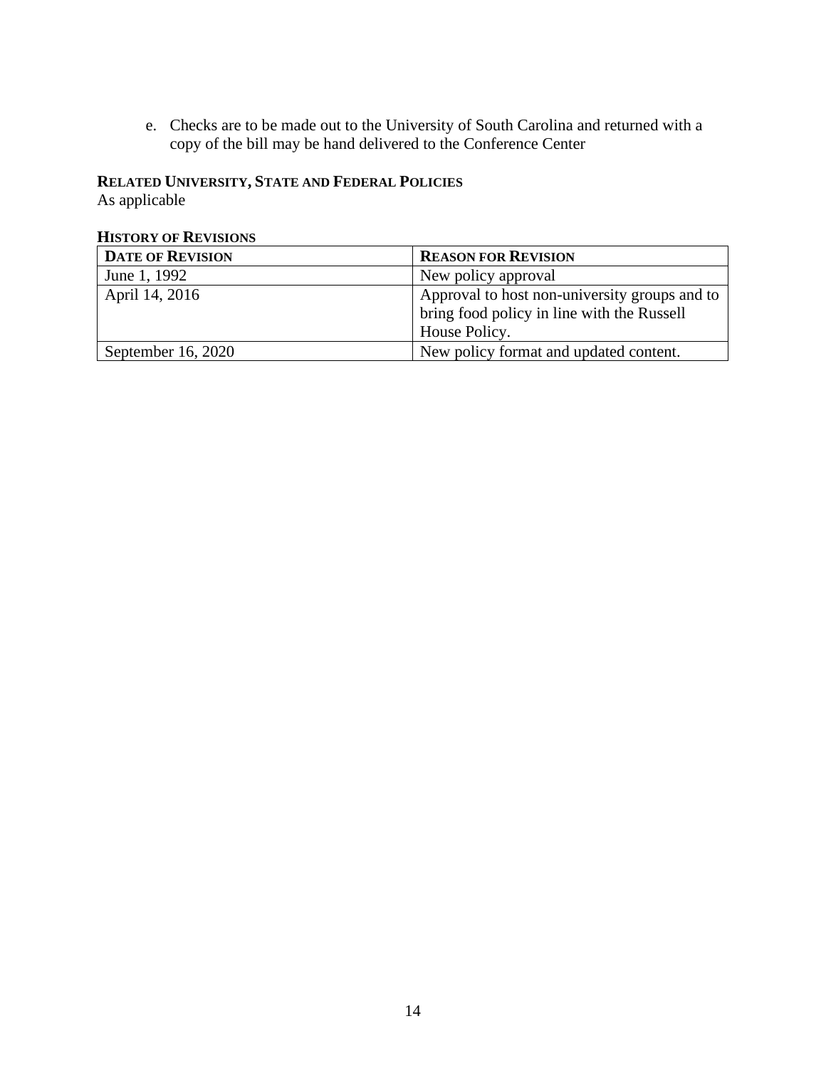e. Checks are to be made out to the University of South Carolina and returned with a copy of the bill may be hand delivered to the Conference Center

**RELATED UNIVERSITY, STATE AND FEDERAL POLICIES**

As applicable

**HISTORY OF REVISIONS**

| **DATE OF REVISION** | **REASON FOR REVISION** |
|---|---|
| June 1, 1992 | New policy approval |
| April 14, 2016 | Approval to host non-university groups and to bring food policy in line with the Russell House Policy. |
| September 16, 2020 | New policy format and updated content. |